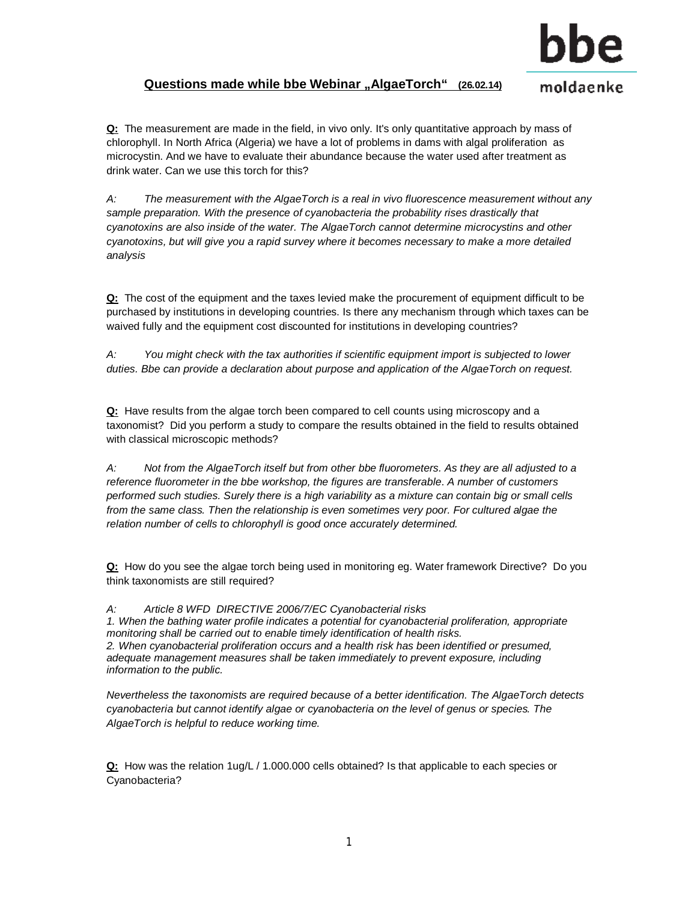## **Questions made while bbe Webinar „AlgaeTorch“ (26.02.14)**

**Q:** The measurement are made in the field, in vivo only. It's only quantitative approach by mass of chlorophyll. In North Africa (Algeria) we have a lot of problems in dams with algal proliferation as microcystin. And we have to evaluate their abundance because the water used after treatment as drink water. Can we use this torch for this?

*A: The measurement with the AlgaeTorch is a real in vivo fluorescence measurement without any sample preparation. With the presence of cyanobacteria the probability rises drastically that cyanotoxins are also inside of the water. The AlgaeTorch cannot determine microcystins and other cyanotoxins, but will give you a rapid survey where it becomes necessary to make a more detailed analysis*

**Q:** The cost of the equipment and the taxes levied make the procurement of equipment difficult to be purchased by institutions in developing countries. Is there any mechanism through which taxes can be waived fully and the equipment cost discounted for institutions in developing countries?

*A: You might check with the tax authorities if scientific equipment import is subjected to lower duties. Bbe can provide a declaration about purpose and application of the AlgaeTorch on request.*

**Q:** Have results from the algae torch been compared to cell counts using microscopy and a taxonomist? Did you perform a study to compare the results obtained in the field to results obtained with classical microscopic methods?

*A: Not from the AlgaeTorch itself but from other bbe fluorometers. As they are all adjusted to a reference fluorometer in the bbe workshop, the figures are transferable. A number of customers performed such studies. Surely there is a high variability as a mixture can contain big or small cells from the same class. Then the relationship is even sometimes very poor. For cultured algae the relation number of cells to chlorophyll is good once accurately determined.*

**Q:** How do you see the algae torch being used in monitoring eg. Water framework Directive? Do you think taxonomists are still required?

*A: Article 8 WFD DIRECTIVE 2006/7/EC Cyanobacterial risks*
*1. When the bathing water profile indicates a potential for cyanobacterial proliferation, appropriate monitoring shall be carried out to enable timely identification of health risks.*
*2. When cyanobacterial proliferation occurs and a health risk has been identified or presumed, adequate management measures shall be taken immediately to prevent exposure, including information to the public.*

*Nevertheless the taxonomists are required because of a better identification. The AlgaeTorch detects cyanobacteria but cannot identify algae or cyanobacteria on the level of genus or species. The AlgaeTorch is helpful to reduce working time.*

**Q:** How was the relation 1ug/L / 1.000.000 cells obtained? Is that applicable to each species or Cyanobacteria?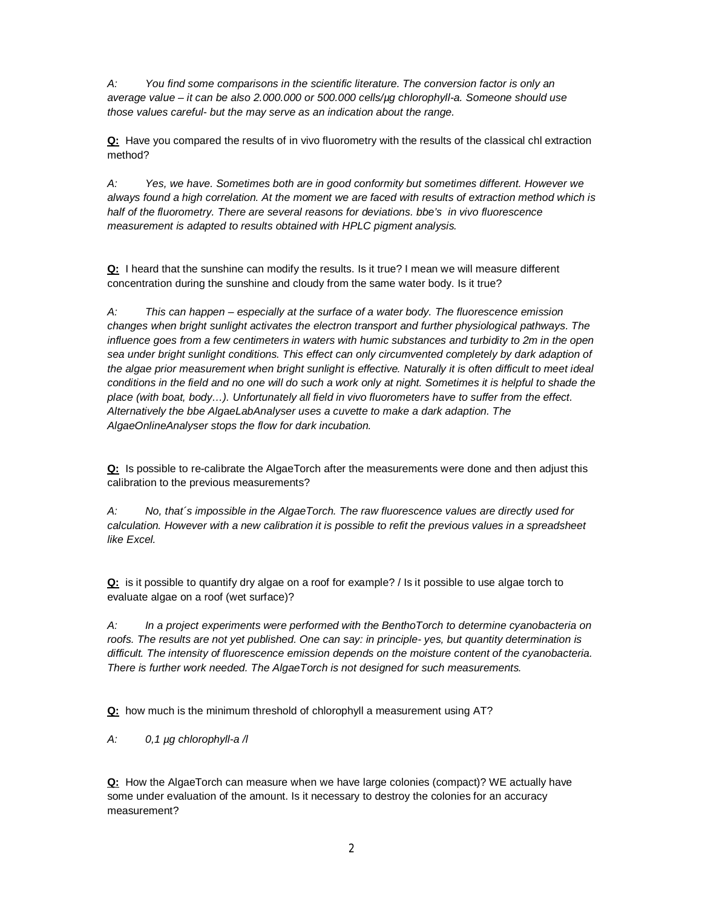*A: You find some comparisons in the scientific literature. The conversion factor is only an average value – it can be also 2.000.000 or 500.000 cells/µg chlorophyll-a. Someone should use those values careful- but the may serve as an indication about the range.*

**Q:** Have you compared the results of in vivo fluorometry with the results of the classical chl extraction method?

*A: Yes, we have. Sometimes both are in good conformity but sometimes different. However we always found a high correlation. At the moment we are faced with results of extraction method which is half of the fluorometry. There are several reasons for deviations. bbe's in vivo fluorescence measurement is adapted to results obtained with HPLC pigment analysis.*

**Q:** I heard that the sunshine can modify the results. Is it true? I mean we will measure different concentration during the sunshine and cloudy from the same water body. Is it true?

*A: This can happen – especially at the surface of a water body. The fluorescence emission changes when bright sunlight activates the electron transport and further physiological pathways. The influence goes from a few centimeters in waters with humic substances and turbidity to 2m in the open sea under bright sunlight conditions. This effect can only circumvented completely by dark adaption of the algae prior measurement when bright sunlight is effective. Naturally it is often difficult to meet ideal conditions in the field and no one will do such a work only at night. Sometimes it is helpful to shade the place (with boat, body…). Unfortunately all field in vivo fluorometers have to suffer from the effect. Alternatively the bbe AlgaeLabAnalyser uses a cuvette to make a dark adaption. The AlgaeOnlineAnalyser stops the flow for dark incubation.*

**Q:** Is possible to re-calibrate the AlgaeTorch after the measurements were done and then adjust this calibration to the previous measurements?

*A: No, that´s impossible in the AlgaeTorch. The raw fluorescence values are directly used for calculation. However with a new calibration it is possible to refit the previous values in a spreadsheet like Excel.*

**Q:** is it possible to quantify dry algae on a roof for example? / Is it possible to use algae torch to evaluate algae on a roof (wet surface)?

*A: In a project experiments were performed with the BenthoTorch to determine cyanobacteria on roofs. The results are not yet published. One can say: in principle- yes, but quantity determination is difficult. The intensity of fluorescence emission depends on the moisture content of the cyanobacteria. There is further work needed. The AlgaeTorch is not designed for such measurements.*

**Q:** how much is the minimum threshold of chlorophyll a measurement using AT?

*A: 0,1 µg chlorophyll-a /l*

**Q:** How the AlgaeTorch can measure when we have large colonies (compact)? WE actually have some under evaluation of the amount. Is it necessary to destroy the colonies for an accuracy measurement?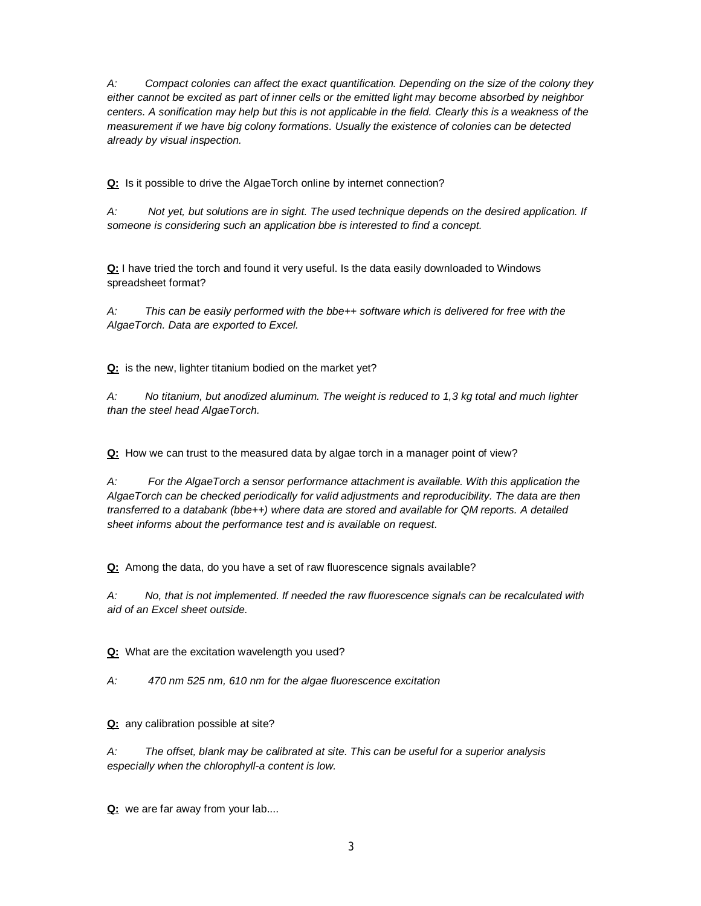*A: Compact colonies can affect the exact quantification. Depending on the size of the colony they either cannot be excited as part of inner cells or the emitted light may become absorbed by neighbor centers. A sonification may help but this is not applicable in the field. Clearly this is a weakness of the measurement if we have big colony formations. Usually the existence of colonies can be detected already by visual inspection.*

**Q:** Is it possible to drive the AlgaeTorch online by internet connection?

*A: Not yet, but solutions are in sight. The used technique depends on the desired application. If someone is considering such an application bbe is interested to find a concept.*

**Q:** I have tried the torch and found it very useful. Is the data easily downloaded to Windows spreadsheet format?

*A: This can be easily performed with the bbe++ software which is delivered for free with the AlgaeTorch. Data are exported to Excel.*

**Q:** is the new, lighter titanium bodied on the market yet?

*A: No titanium, but anodized aluminum. The weight is reduced to 1,3 kg total and much lighter than the steel head AlgaeTorch.*

**Q:** How we can trust to the measured data by algae torch in a manager point of view?

*A: For the AlgaeTorch a sensor performance attachment is available. With this application the AlgaeTorch can be checked periodically for valid adjustments and reproducibility. The data are then transferred to a databank (bbe++) where data are stored and available for QM reports. A detailed sheet informs about the performance test and is available on request.*

**Q:** Among the data, do you have a set of raw fluorescence signals available?

*A: No, that is not implemented. If needed the raw fluorescence signals can be recalculated with aid of an Excel sheet outside.*

**Q:** What are the excitation wavelength you used?

*A: 470 nm 525 nm, 610 nm for the algae fluorescence excitation*

**Q:** any calibration possible at site?

*A: The offset, blank may be calibrated at site. This can be useful for a superior analysis especially when the chlorophyll-a content is low.*

**Q:** we are far away from your lab....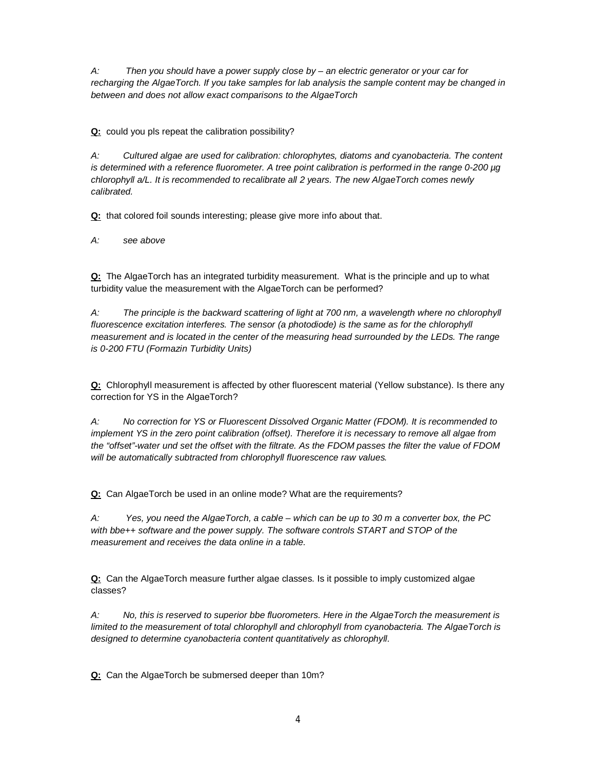*A: Then you should have a power supply close by – an electric generator or your car for recharging the AlgaeTorch. If you take samples for lab analysis the sample content may be changed in between and does not allow exact comparisons to the AlgaeTorch*

**Q:** could you pls repeat the calibration possibility?

*A: Cultured algae are used for calibration: chlorophytes, diatoms and cyanobacteria. The content is determined with a reference fluorometer. A tree point calibration is performed in the range 0-200 µg chlorophyll a/L. It is recommended to recalibrate all 2 years. The new AlgaeTorch comes newly calibrated.*

**Q:** that colored foil sounds interesting; please give more info about that.

*A: see above*

**Q:** The AlgaeTorch has an integrated turbidity measurement. What is the principle and up to what turbidity value the measurement with the AlgaeTorch can be performed?

*A: The principle is the backward scattering of light at 700 nm, a wavelength where no chlorophyll fluorescence excitation interferes. The sensor (a photodiode) is the same as for the chlorophyll measurement and is located in the center of the measuring head surrounded by the LEDs. The range is 0-200 FTU (Formazin Turbidity Units)*

**Q:** Chlorophyll measurement is affected by other fluorescent material (Yellow substance). Is there any correction for YS in the AlgaeTorch?

*A: No correction for YS or Fluorescent Dissolved Organic Matter (FDOM). It is recommended to implement YS in the zero point calibration (offset). Therefore it is necessary to remove all algae from the "offset"-water und set the offset with the filtrate. As the FDOM passes the filter the value of FDOM will be automatically subtracted from chlorophyll fluorescence raw values.*

**Q:** Can AlgaeTorch be used in an online mode? What are the requirements?

*A: Yes, you need the AlgaeTorch, a cable – which can be up to 30 m a converter box, the PC with bbe++ software and the power supply. The software controls START and STOP of the measurement and receives the data online in a table.*

**Q:** Can the AlgaeTorch measure further algae classes. Is it possible to imply customized algae classes?

*A: No, this is reserved to superior bbe fluorometers. Here in the AlgaeTorch the measurement is limited to the measurement of total chlorophyll and chlorophyll from cyanobacteria. The AlgaeTorch is designed to determine cyanobacteria content quantitatively as chlorophyll.*

**Q:** Can the AlgaeTorch be submersed deeper than 10m?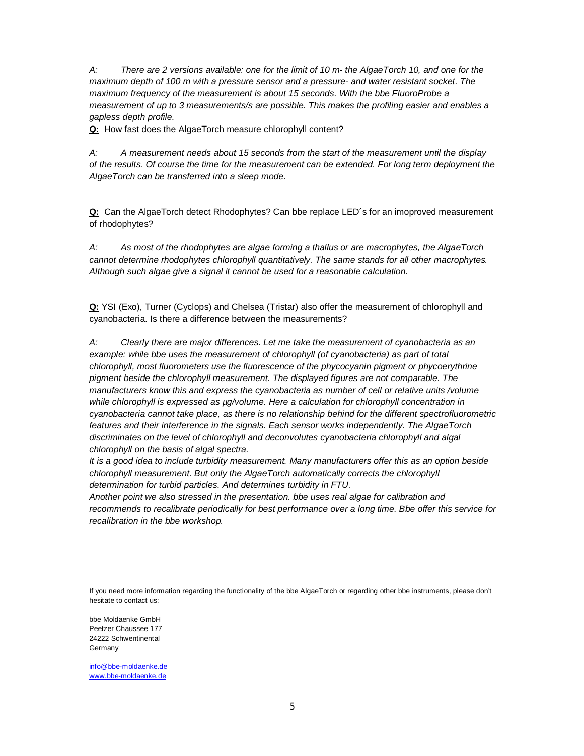*A:	There are 2 versions available: one for the limit of 10 m- the AlgaeTorch 10, and one for the maximum depth of 100 m with a pressure sensor and a pressure- and water resistant socket. The maximum frequency of the measurement is about 15 seconds. With the bbe FluoroProbe a measurement of up to 3 measurements/s are possible. This makes the profiling easier and enables a gapless depth profile.*

**Q:** How fast does the AlgaeTorch measure chlorophyll content?

*A:	A measurement needs about 15 seconds from the start of the measurement until the display of the results. Of course the time for the measurement can be extended. For long term deployment the AlgaeTorch can be transferred into a sleep mode.*

**Q:** Can the AlgaeTorch detect Rhodophytes? Can bbe replace LED´s for an imoproved measurement of rhodophytes?

*A:	As most of the rhodophytes are algae forming a thallus or are macrophytes, the AlgaeTorch cannot determine rhodophytes chlorophyll quantitatively. The same stands for all other macrophytes. Although such algae give a signal it cannot be used for a reasonable calculation.*

**Q:** YSI (Exo), Turner (Cyclops) and Chelsea (Tristar) also offer the measurement of chlorophyll and cyanobacteria. Is there a difference between the measurements?

*A:	Clearly there are major differences. Let me take the measurement of cyanobacteria as an example: while bbe uses the measurement of chlorophyll (of cyanobacteria) as part of total chlorophyll, most fluorometers use the fluorescence of the phycocyanin pigment or phycoerythrine pigment beside the chlorophyll measurement. The displayed figures are not comparable. The manufacturers know this and express the cyanobacteria as number of cell or relative units /volume while chlorophyll is expressed as µg/volume. Here a calculation for chlorophyll concentration in cyanobacteria cannot take place, as there is no relationship behind for the different spectrofluorometric features and their interference in the signals. Each sensor works independently. The AlgaeTorch discriminates on the level of chlorophyll and deconvolutes cyanobacteria chlorophyll and algal chlorophyll on the basis of algal spectra.*

*It is a good idea to include turbidity measurement. Many manufacturers offer this as an option beside chlorophyll measurement. But only the AlgaeTorch automatically corrects the chlorophyll determination for turbid particles. And determines turbidity in FTU.*

*Another point we also stressed in the presentation. bbe uses real algae for calibration and recommends to recalibrate periodically for best performance over a long time. Bbe offer this service for recalibration in the bbe workshop.*

If you need more information regarding the functionality of the bbe AlgaeTorch or regarding other bbe instruments, please don't hesitate to contact us:

bbe Moldaenke GmbH
Peetzer Chaussee 177
24222 Schwentinental
Germany

info@bbe-moldaenke.de
www.bbe-moldaenke.de